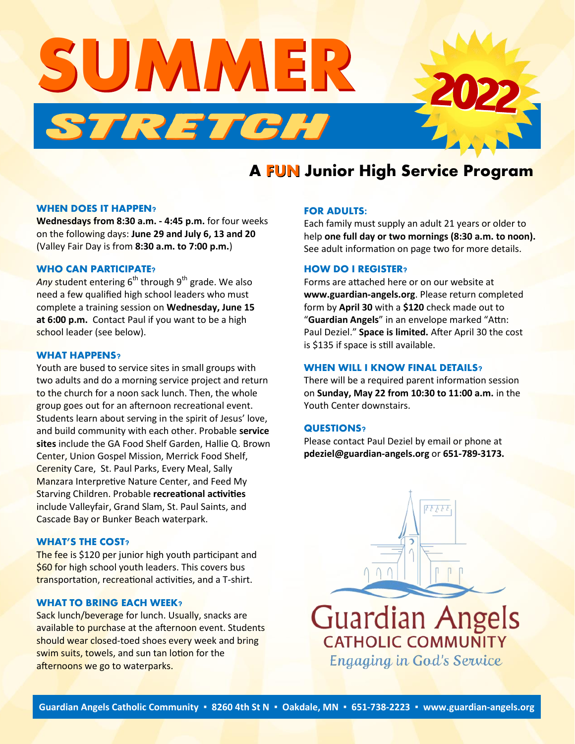# SUMMER STRETCH 2022

## A FUN Junior High Service Program

### WHEN DOES IT HAPPEN?

**Wednesdays from 8:30 a.m. - 4:45 p.m.** for four weeks on the following days: **June 29 and July 6, 13 and 20** (Valley Fair Day is from **8:30 a.m. to 7:00 p.m.**)

### WHO CAN PARTICIPATE?

*Any* student entering 6th through 9th grade. We also need a few qualified high school leaders who must complete a training session on **Wednesday, June 15 at 6:00 p.m.** Contact Paul if you want to be a high school leader (see below).

### WHAT HAPPENS?

Youth are bused to service sites in small groups with two adults and do a morning service project and return to the church for a noon sack lunch. Then, the whole group goes out for an afternoon recreational event. Students learn about serving in the spirit of Jesus' love, and build community with each other. Probable **service sites** include the GA Food Shelf Garden, Hallie Q. Brown Center, Union Gospel Mission, Merrick Food Shelf, Cerenity Care, St. Paul Parks, Every Meal, Sally Manzara Interpretive Nature Center, and Feed My Starving Children. Probable **recreational activities** include Valleyfair, Grand Slam, St. Paul Saints, and Cascade Bay or Bunker Beach waterpark.

### WHAT'S THE COST?

The fee is $120 per junior high youth participant and $60 for high school youth leaders. This covers bus transportation, recreational activities, and a T-shirt.

### WHAT TO BRING EACH WEEK?

Sack lunch/beverage for lunch. Usually, snacks are available to purchase at the afternoon event. Students should wear closed-toed shoes every week and bring swim suits, towels, and sun tan lotion for the afternoons we go to waterparks.

### FOR ADULTS:

Each family must supply an adult 21 years or older to help **one full day or two mornings (8:30 a.m. to noon).** See adult information on page two for more details.

### HOW DO I REGISTER?

Forms are attached here or on our website at **www.guardian-angels.org**. Please return completed form by **April 30** with a **$120** check made out to "**Guardian Angels**" in an envelope marked "Attn: Paul Deziel." **Space is limited.** After April 30 the cost is $135 if space is still available.

### WHEN WILL I KNOW FINAL DETAILS?

There will be a required parent information session on **Sunday, May 22 from 10:30 to 11:00 a.m.** in the Youth Center downstairs.

### QUESTIONS?

Please contact Paul Deziel by email or phone at **pdeziel@guardian-angels.org** or **651-789-3173.**

Guardian Angels
CATHOLIC COMMUNITY
*Engaging in God's Service*

Guardian Angels Catholic Community ▪ 8260 4th St N ▪ Oakdale, MN ▪ 651-738-2223 ▪ www.guardian-angels.org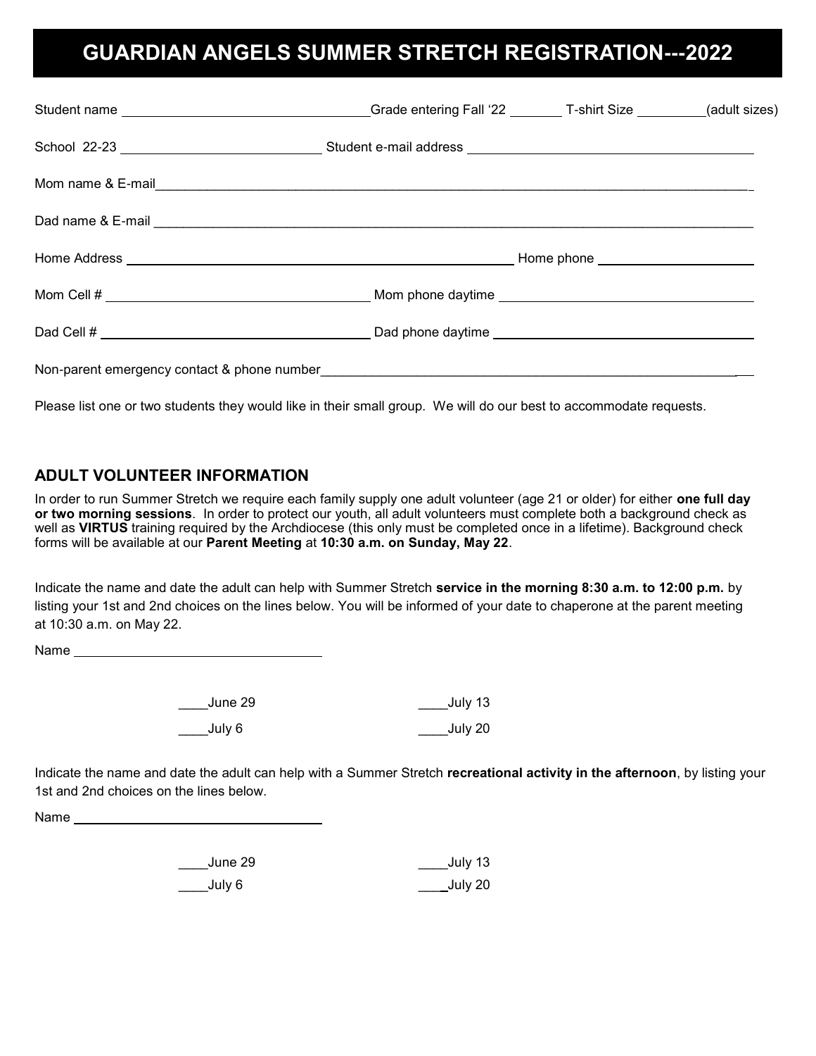# GUARDIAN ANGELS SUMMER STRETCH REGISTRATION---2022

Student name ________________________________ Grade entering Fall '22 _______ T-shirt Size _________ (adult sizes)

School 22-23 ___________________________ Student e-mail address ________________________________________

Mom name & E-mail ________________________________________________________________________________

Dad name & E-mail ________________________________________________________________________________

Home Address _______________________________________________ Home phone _____________________

Mom Cell # ___________________________________ Mom phone daytime ___________________________________

Dad Cell # ___________________________________ Dad phone daytime ___________________________________

Non-parent emergency contact & phone number ____________________________________________________________

Please list one or two students they would like in their small group. We will do our best to accommodate requests.

## ADULT VOLUNTEER INFORMATION

In order to run Summer Stretch we require each family supply one adult volunteer (age 21 or older) for either **one full day or two morning sessions**. In order to protect our youth, all adult volunteers must complete both a background check as well as **VIRTUS** training required by the Archdiocese (this only must be completed once in a lifetime). Background check forms will be available at our **Parent Meeting** at **10:30 a.m. on Sunday, May 22**.

Indicate the name and date the adult can help with Summer Stretch **service in the morning 8:30 a.m. to 12:00 p.m.** by listing your 1st and 2nd choices on the lines below. You will be informed of your date to chaperone at the parent meeting at 10:30 a.m. on May 22.

Name ________________________________

____June 29 ____July 13

____July 6 ____July 20

Indicate the name and date the adult can help with a Summer Stretch **recreational activity in the afternoon**, by listing your 1st and 2nd choices on the lines below.

Name ________________________________

____June 29 ____July 13

____July 6 ____July 20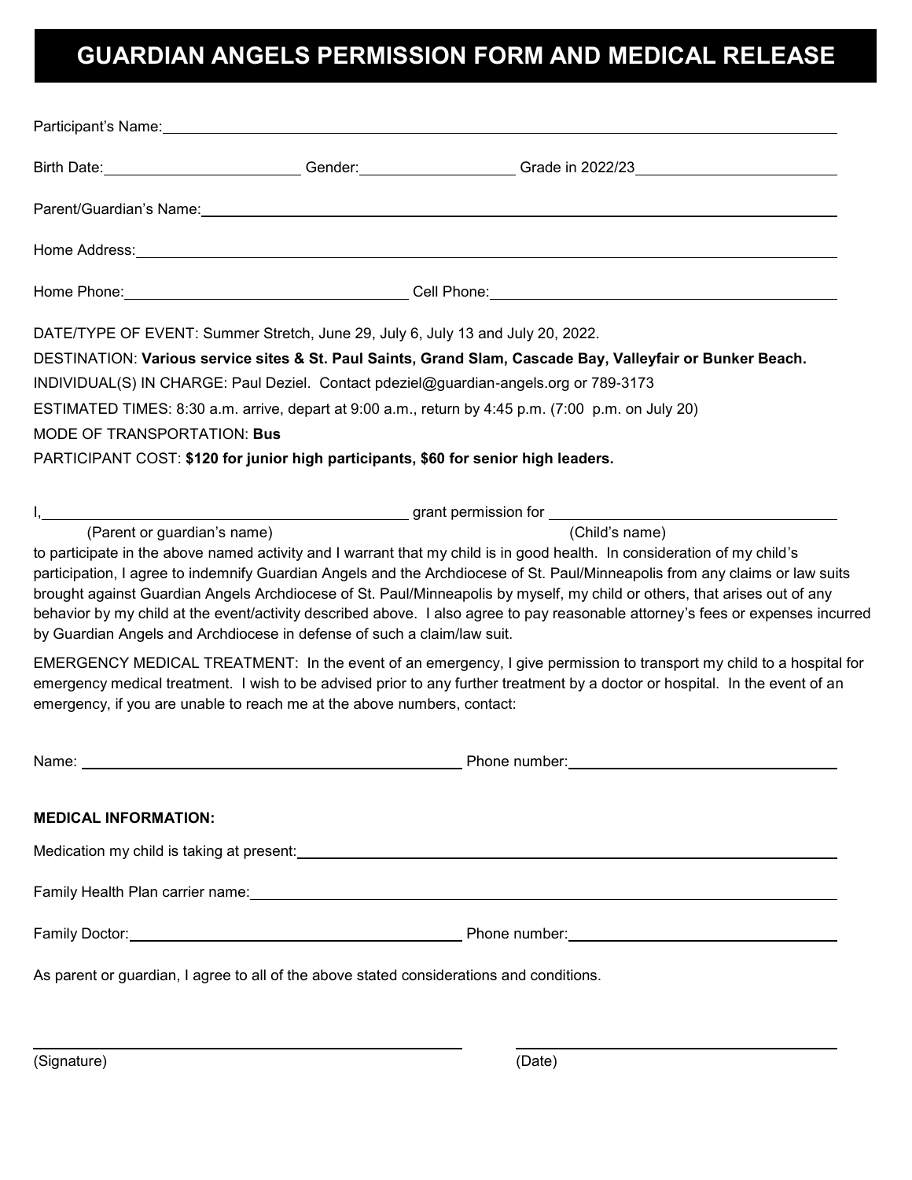# GUARDIAN ANGELS PERMISSION FORM AND MEDICAL RELEASE

Participant's Name: ______________________________

Birth Date: ____________ Gender: ____________ Grade in 2022/23 ____________

Parent/Guardian's Name: ______________________________

Home Address: ______________________________

Home Phone: ____________ Cell Phone: ____________

DATE/TYPE OF EVENT: Summer Stretch, June 29, July 6, July 13 and July 20, 2022.

DESTINATION: **Various service sites & St. Paul Saints, Grand Slam, Cascade Bay, Valleyfair or Bunker Beach.**

INDIVIDUAL(S) IN CHARGE: Paul Deziel. Contact pdeziel@guardian-angels.org or 789-3173

ESTIMATED TIMES: 8:30 a.m. arrive, depart at 9:00 a.m., return by 4:45 p.m. (7:00 p.m. on July 20)

MODE OF TRANSPORTATION: **Bus**

PARTICIPANT COST: **$120 for junior high participants, $60 for senior high leaders.**

I, ______________________ grant permission for ______________________
(Parent or guardian's name) (Child's name)

to participate in the above named activity and I warrant that my child is in good health. In consideration of my child's participation, I agree to indemnify Guardian Angels and the Archdiocese of St. Paul/Minneapolis from any claims or law suits brought against Guardian Angels Archdiocese of St. Paul/Minneapolis by myself, my child or others, that arises out of any behavior by my child at the event/activity described above. I also agree to pay reasonable attorney's fees or expenses incurred by Guardian Angels and Archdiocese in defense of such a claim/law suit.

EMERGENCY MEDICAL TREATMENT: In the event of an emergency, I give permission to transport my child to a hospital for emergency medical treatment. I wish to be advised prior to any further treatment by a doctor or hospital. In the event of an emergency, if you are unable to reach me at the above numbers, contact:

Name: ______________________ Phone number: ______________________

**MEDICAL INFORMATION:**

Medication my child is taking at present: ______________________________

Family Health Plan carrier name: ______________________________

Family Doctor: ______________________ Phone number: ______________________

As parent or guardian, I agree to all of the above stated considerations and conditions.

______________________ ______________________
(Signature) (Date)